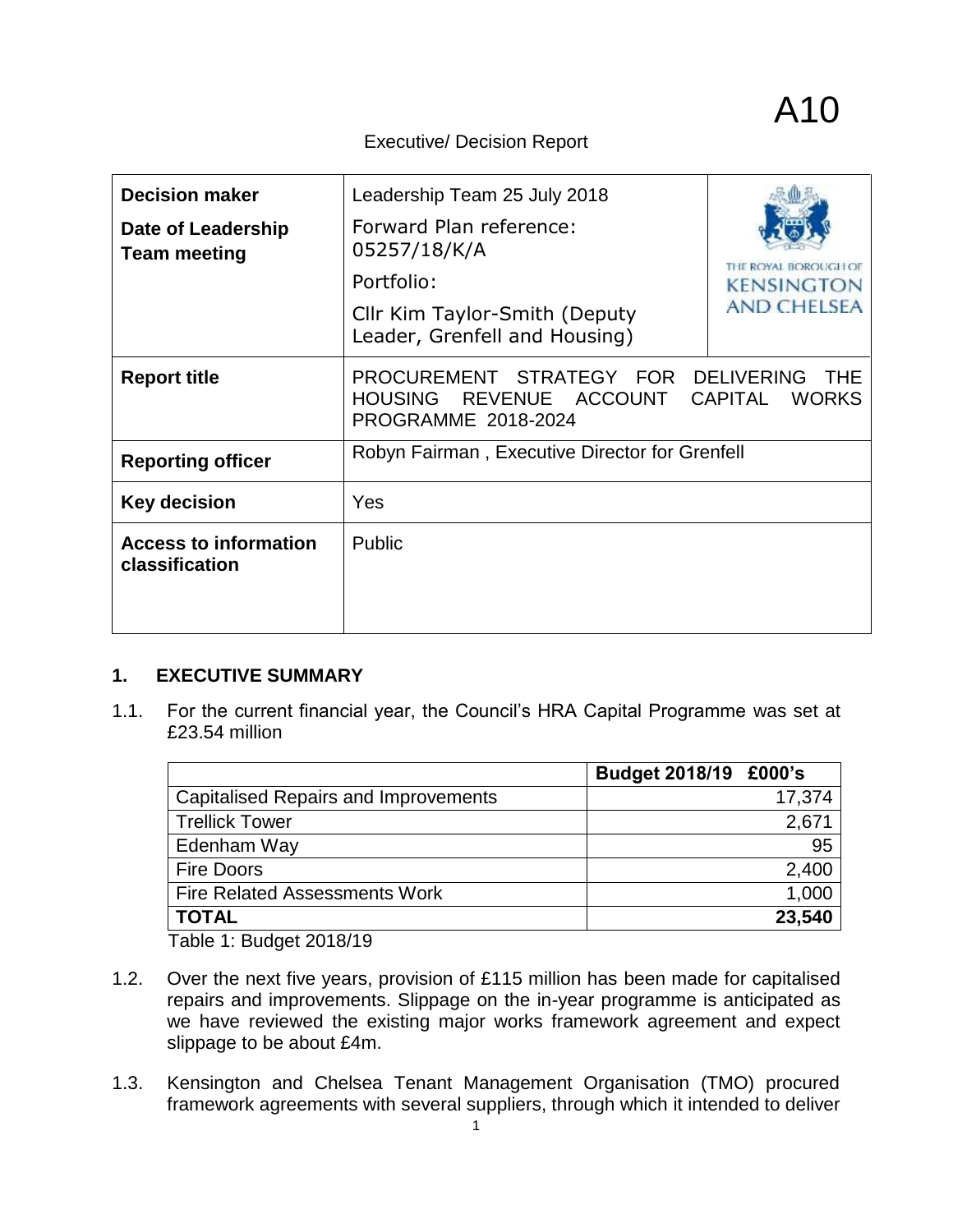A10

Executive/ Decision Report

| | | |
|---|---|---|
| **Decision maker** | Leadership Team 25 July 2018 | THE ROYAL BOROUGH OF KENSINGTON AND CHELSEA |
| **Date of Leadership Team meeting** | Forward Plan reference: 05257/18/K/A<br>Portfolio:<br>Cllr Kim Taylor-Smith (Deputy Leader, Grenfell and Housing) | |
| **Report title** | PROCUREMENT STRATEGY FOR DELIVERING THE HOUSING REVENUE ACCOUNT CAPITAL WORKS PROGRAMME 2018-2024 | |
| **Reporting officer** | Robyn Fairman , Executive Director for Grenfell | |
| **Key decision** | Yes | |
| **Access to information classification** | Public | |

## 1. EXECUTIVE SUMMARY

1.1. For the current financial year, the Council's HRA Capital Programme was set at £23.54 million

| | Budget 2018/19 £000's |
|---|---:|
| Capitalised Repairs and Improvements | 17,374 |
| Trellick Tower | 2,671 |
| Edenham Way | 95 |
| Fire Doors | 2,400 |
| Fire Related Assessments Work | 1,000 |
| **TOTAL** | **23,540** |

Table 1: Budget 2018/19

1.2. Over the next five years, provision of £115 million has been made for capitalised repairs and improvements. Slippage on the in-year programme is anticipated as we have reviewed the existing major works framework agreement and expect slippage to be about £4m.

1.3. Kensington and Chelsea Tenant Management Organisation (TMO) procured framework agreements with several suppliers, through which it intended to deliver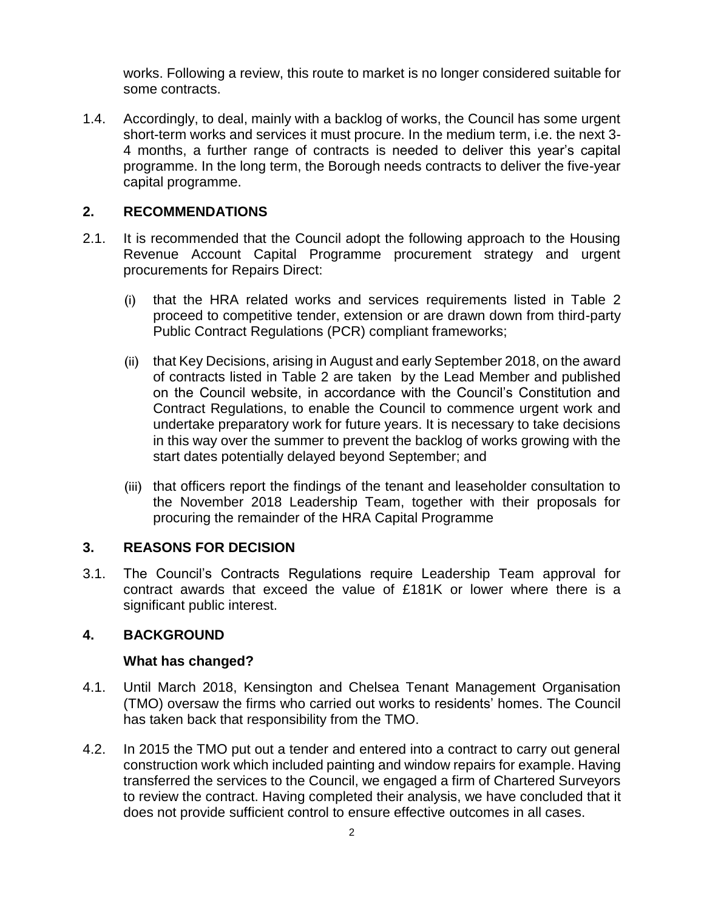works. Following a review, this route to market is no longer considered suitable for some contracts.

1.4. Accordingly, to deal, mainly with a backlog of works, the Council has some urgent short-term works and services it must procure. In the medium term, i.e. the next 3-4 months, a further range of contracts is needed to deliver this year's capital programme. In the long term, the Borough needs contracts to deliver the five-year capital programme.

## 2. RECOMMENDATIONS

2.1. It is recommended that the Council adopt the following approach to the Housing Revenue Account Capital Programme procurement strategy and urgent procurements for Repairs Direct:

(i) that the HRA related works and services requirements listed in Table 2 proceed to competitive tender, extension or are drawn down from third-party Public Contract Regulations (PCR) compliant frameworks;

(ii) that Key Decisions, arising in August and early September 2018, on the award of contracts listed in Table 2 are taken by the Lead Member and published on the Council website, in accordance with the Council's Constitution and Contract Regulations, to enable the Council to commence urgent work and undertake preparatory work for future years. It is necessary to take decisions in this way over the summer to prevent the backlog of works growing with the start dates potentially delayed beyond September; and

(iii) that officers report the findings of the tenant and leaseholder consultation to the November 2018 Leadership Team, together with their proposals for procuring the remainder of the HRA Capital Programme

## 3. REASONS FOR DECISION

3.1. The Council's Contracts Regulations require Leadership Team approval for contract awards that exceed the value of £181K or lower where there is a significant public interest.

## 4. BACKGROUND

### What has changed?

4.1. Until March 2018, Kensington and Chelsea Tenant Management Organisation (TMO) oversaw the firms who carried out works to residents' homes. The Council has taken back that responsibility from the TMO.

4.2. In 2015 the TMO put out a tender and entered into a contract to carry out general construction work which included painting and window repairs for example. Having transferred the services to the Council, we engaged a firm of Chartered Surveyors to review the contract. Having completed their analysis, we have concluded that it does not provide sufficient control to ensure effective outcomes in all cases.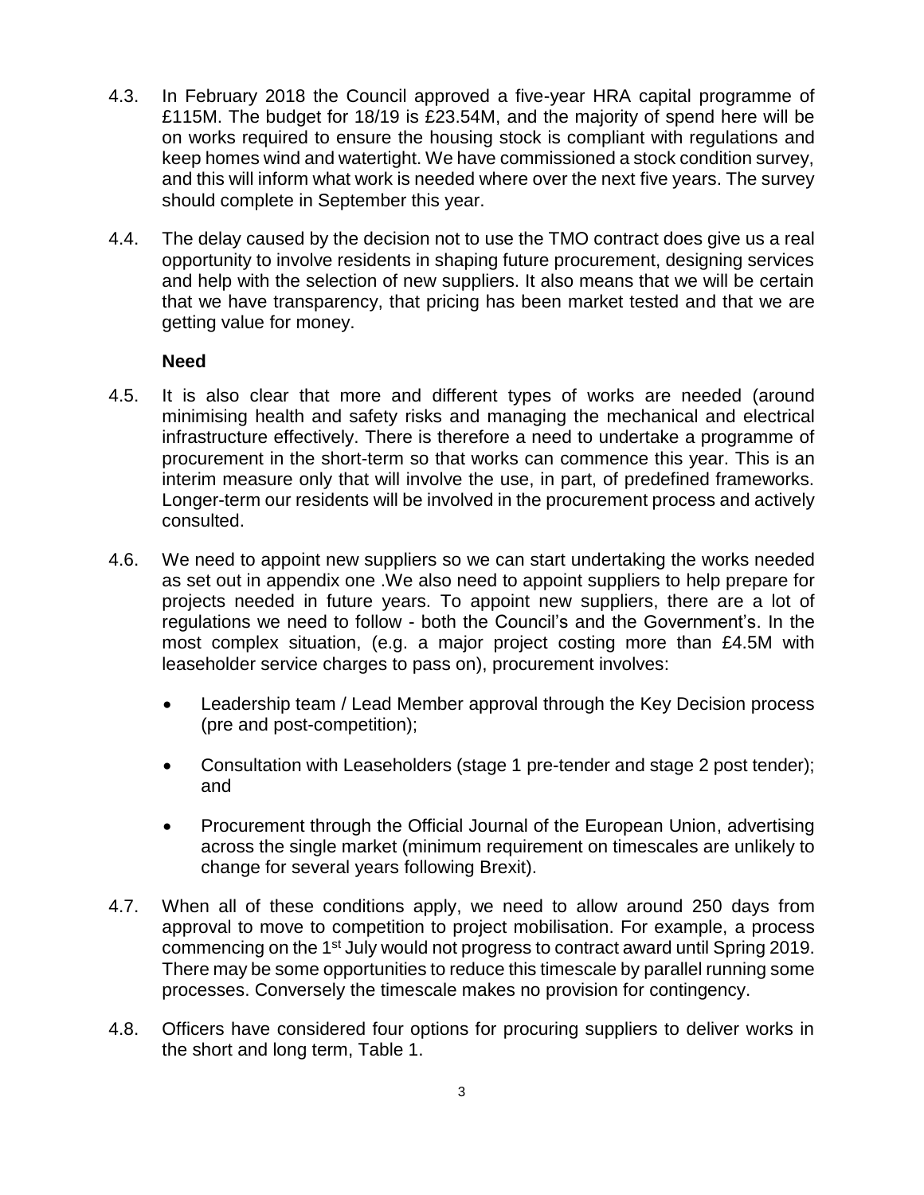4.3. In February 2018 the Council approved a five-year HRA capital programme of £115M. The budget for 18/19 is £23.54M, and the majority of spend here will be on works required to ensure the housing stock is compliant with regulations and keep homes wind and watertight. We have commissioned a stock condition survey, and this will inform what work is needed where over the next five years. The survey should complete in September this year.

4.4. The delay caused by the decision not to use the TMO contract does give us a real opportunity to involve residents in shaping future procurement, designing services and help with the selection of new suppliers. It also means that we will be certain that we have transparency, that pricing has been market tested and that we are getting value for money.

**Need**

4.5. It is also clear that more and different types of works are needed (around minimising health and safety risks and managing the mechanical and electrical infrastructure effectively. There is therefore a need to undertake a programme of procurement in the short-term so that works can commence this year. This is an interim measure only that will involve the use, in part, of predefined frameworks. Longer-term our residents will be involved in the procurement process and actively consulted.

4.6. We need to appoint new suppliers so we can start undertaking the works needed as set out in appendix one .We also need to appoint suppliers to help prepare for projects needed in future years. To appoint new suppliers, there are a lot of regulations we need to follow - both the Council's and the Government's. In the most complex situation, (e.g. a major project costing more than £4.5M with leaseholder service charges to pass on), procurement involves:

- Leadership team / Lead Member approval through the Key Decision process (pre and post-competition);
- Consultation with Leaseholders (stage 1 pre-tender and stage 2 post tender); and
- Procurement through the Official Journal of the European Union, advertising across the single market (minimum requirement on timescales are unlikely to change for several years following Brexit).

4.7. When all of these conditions apply, we need to allow around 250 days from approval to move to competition to project mobilisation. For example, a process commencing on the 1st July would not progress to contract award until Spring 2019. There may be some opportunities to reduce this timescale by parallel running some processes. Conversely the timescale makes no provision for contingency.

4.8. Officers have considered four options for procuring suppliers to deliver works in the short and long term, Table 1.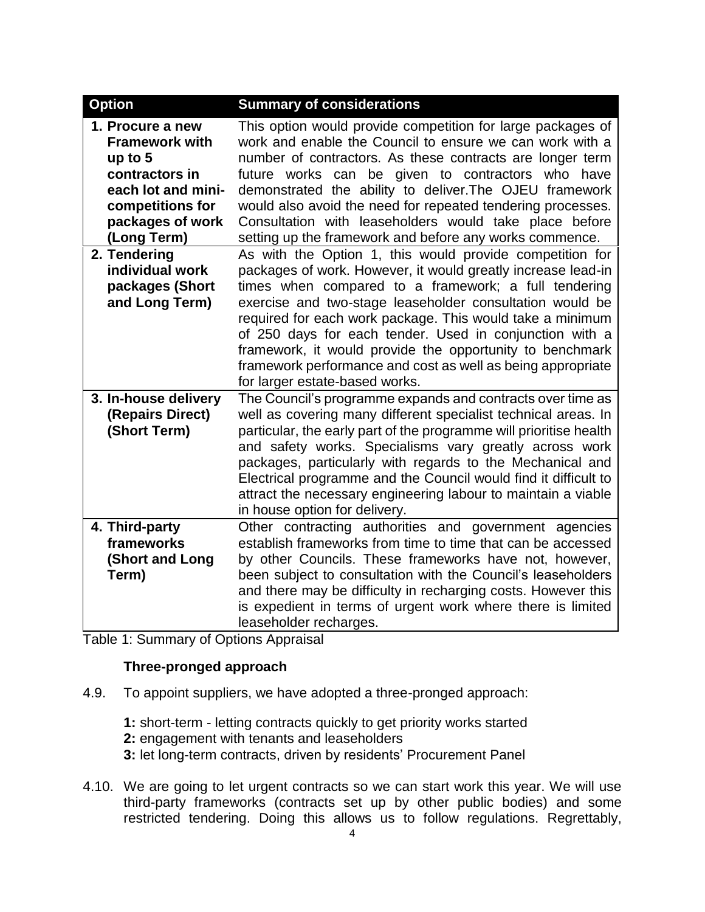| Option | Summary of considerations |
|---|---|
| **1. Procure a new Framework with up to 5 contractors in each lot and mini-competitions for packages of work (Long Term)** | This option would provide competition for large packages of work and enable the Council to ensure we can work with a number of contractors. As these contracts are longer term future works can be given to contractors who have demonstrated the ability to deliver.The OJEU framework would also avoid the need for repeated tendering processes. Consultation with leaseholders would take place before setting up the framework and before any works commence. |
| **2. Tendering individual work packages (Short and Long Term)** | As with the Option 1, this would provide competition for packages of work. However, it would greatly increase lead-in times when compared to a framework; a full tendering exercise and two-stage leaseholder consultation would be required for each work package. This would take a minimum of 250 days for each tender. Used in conjunction with a framework, it would provide the opportunity to benchmark framework performance and cost as well as being appropriate for larger estate-based works. |
| **3. In-house delivery (Repairs Direct) (Short Term)** | The Council's programme expands and contracts over time as well as covering many different specialist technical areas. In particular, the early part of the programme will prioritise health and safety works. Specialisms vary greatly across work packages, particularly with regards to the Mechanical and Electrical programme and the Council would find it difficult to attract the necessary engineering labour to maintain a viable in house option for delivery. |
| **4. Third-party frameworks (Short and Long Term)** | Other contracting authorities and government agencies establish frameworks from time to time that can be accessed by other Councils. These frameworks have not, however, been subject to consultation with the Council's leaseholders and there may be difficulty in recharging costs. However this is expedient in terms of urgent work where there is limited leaseholder recharges. |

Table 1: Summary of Options Appraisal

**Three-pronged approach**

4.9. To appoint suppliers, we have adopted a three-pronged approach:

**1:** short-term - letting contracts quickly to get priority works started
**2:** engagement with tenants and leaseholders
**3:** let long-term contracts, driven by residents' Procurement Panel

4.10. We are going to let urgent contracts so we can start work this year. We will use third-party frameworks (contracts set up by other public bodies) and some restricted tendering. Doing this allows us to follow regulations. Regrettably,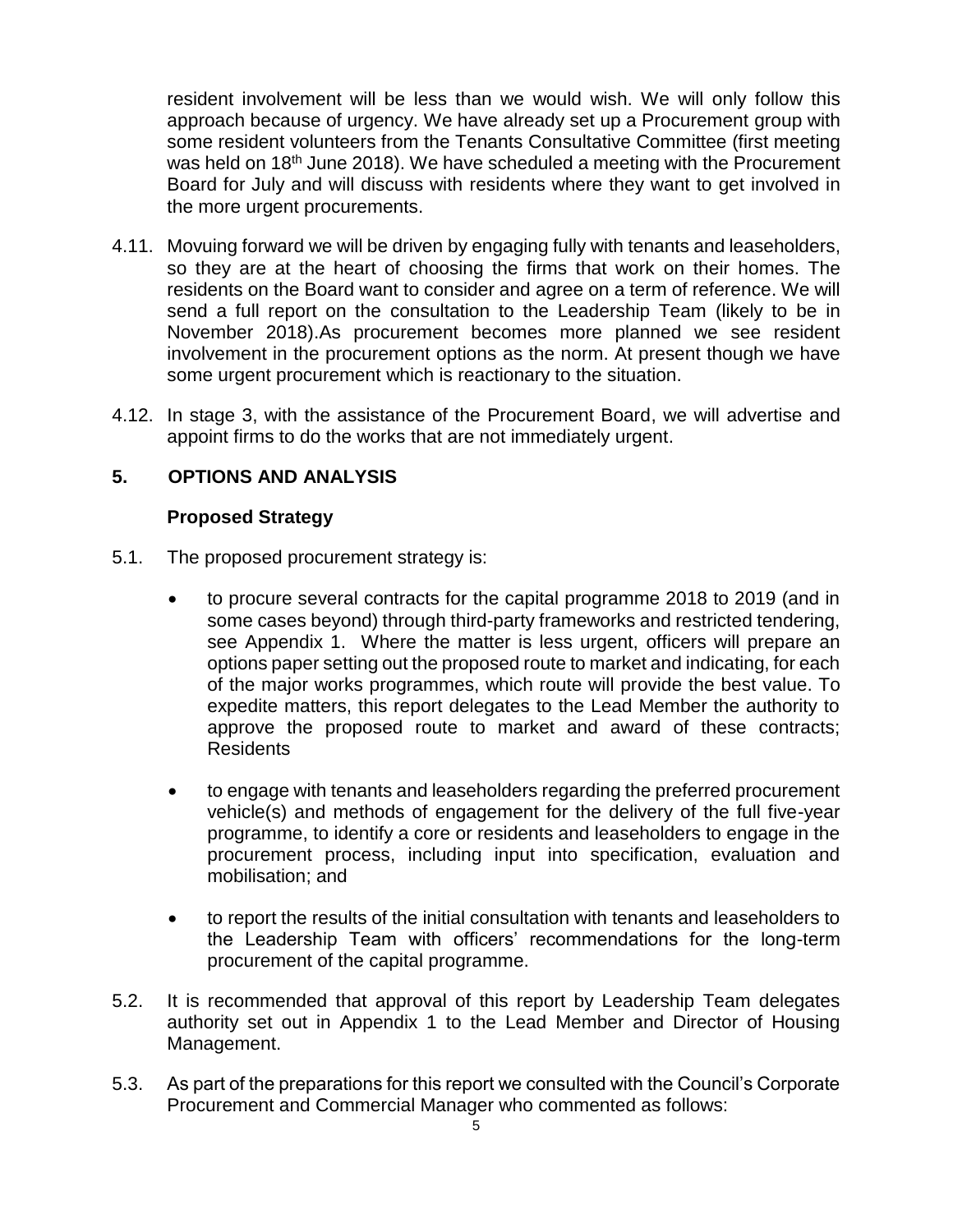resident involvement will be less than we would wish. We will only follow this approach because of urgency. We have already set up a Procurement group with some resident volunteers from the Tenants Consultative Committee (first meeting was held on 18th June 2018). We have scheduled a meeting with the Procurement Board for July and will discuss with residents where they want to get involved in the more urgent procurements.

4.11. Movuing forward we will be driven by engaging fully with tenants and leaseholders, so they are at the heart of choosing the firms that work on their homes. The residents on the Board want to consider and agree on a term of reference. We will send a full report on the consultation to the Leadership Team (likely to be in November 2018).As procurement becomes more planned we see resident involvement in the procurement options as the norm. At present though we have some urgent procurement which is reactionary to the situation.

4.12. In stage 3, with the assistance of the Procurement Board, we will advertise and appoint firms to do the works that are not immediately urgent.

## 5. OPTIONS AND ANALYSIS

### Proposed Strategy

5.1. The proposed procurement strategy is:

- to procure several contracts for the capital programme 2018 to 2019 (and in some cases beyond) through third-party frameworks and restricted tendering, see Appendix 1. Where the matter is less urgent, officers will prepare an options paper setting out the proposed route to market and indicating, for each of the major works programmes, which route will provide the best value. To expedite matters, this report delegates to the Lead Member the authority to approve the proposed route to market and award of these contracts; Residents

- to engage with tenants and leaseholders regarding the preferred procurement vehicle(s) and methods of engagement for the delivery of the full five-year programme, to identify a core or residents and leaseholders to engage in the procurement process, including input into specification, evaluation and mobilisation; and

- to report the results of the initial consultation with tenants and leaseholders to the Leadership Team with officers' recommendations for the long-term procurement of the capital programme.

5.2. It is recommended that approval of this report by Leadership Team delegates authority set out in Appendix 1 to the Lead Member and Director of Housing Management.

5.3. As part of the preparations for this report we consulted with the Council's Corporate Procurement and Commercial Manager who commented as follows: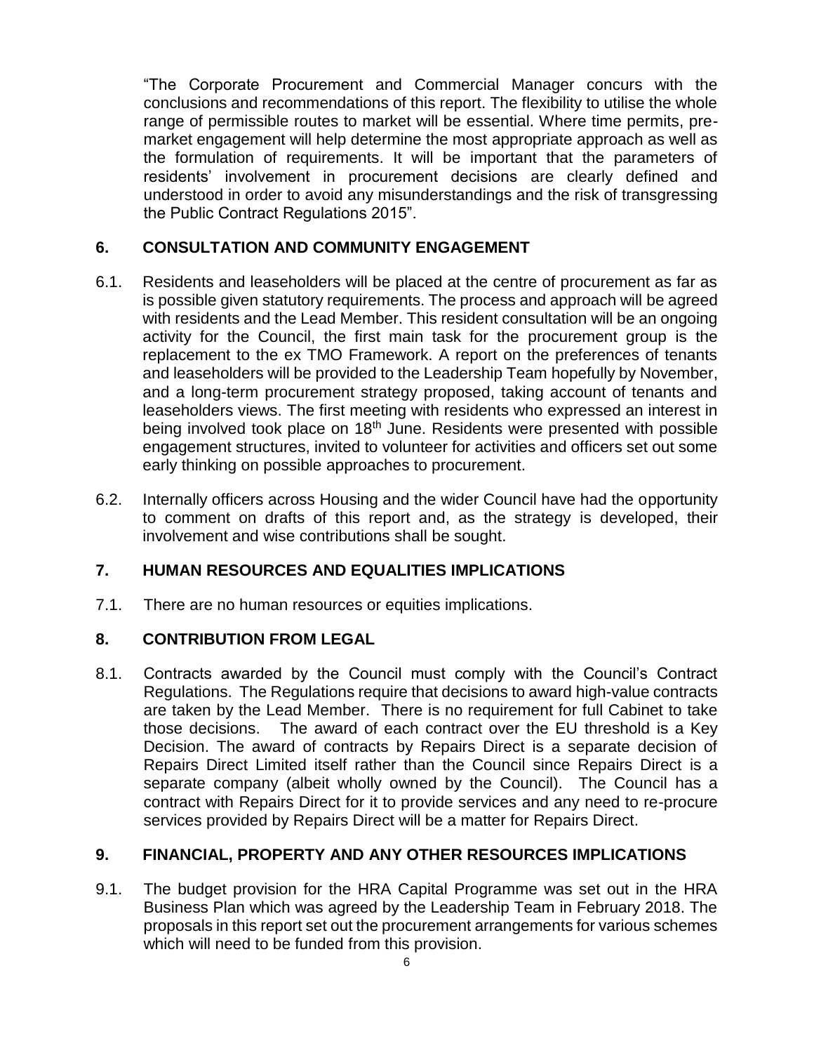"The Corporate Procurement and Commercial Manager concurs with the conclusions and recommendations of this report. The flexibility to utilise the whole range of permissible routes to market will be essential. Where time permits, pre-market engagement will help determine the most appropriate approach as well as the formulation of requirements. It will be important that the parameters of residents' involvement in procurement decisions are clearly defined and understood in order to avoid any misunderstandings and the risk of transgressing the Public Contract Regulations 2015".

## 6. CONSULTATION AND COMMUNITY ENGAGEMENT

6.1. Residents and leaseholders will be placed at the centre of procurement as far as is possible given statutory requirements. The process and approach will be agreed with residents and the Lead Member. This resident consultation will be an ongoing activity for the Council, the first main task for the procurement group is the replacement to the ex TMO Framework. A report on the preferences of tenants and leaseholders will be provided to the Leadership Team hopefully by November, and a long-term procurement strategy proposed, taking account of tenants and leaseholders views. The first meeting with residents who expressed an interest in being involved took place on 18th June. Residents were presented with possible engagement structures, invited to volunteer for activities and officers set out some early thinking on possible approaches to procurement.

6.2. Internally officers across Housing and the wider Council have had the opportunity to comment on drafts of this report and, as the strategy is developed, their involvement and wise contributions shall be sought.

## 7. HUMAN RESOURCES AND EQUALITIES IMPLICATIONS

7.1. There are no human resources or equities implications.

## 8. CONTRIBUTION FROM LEGAL

8.1. Contracts awarded by the Council must comply with the Council's Contract Regulations. The Regulations require that decisions to award high-value contracts are taken by the Lead Member. There is no requirement for full Cabinet to take those decisions. The award of each contract over the EU threshold is a Key Decision. The award of contracts by Repairs Direct is a separate decision of Repairs Direct Limited itself rather than the Council since Repairs Direct is a separate company (albeit wholly owned by the Council). The Council has a contract with Repairs Direct for it to provide services and any need to re-procure services provided by Repairs Direct will be a matter for Repairs Direct.

## 9. FINANCIAL, PROPERTY AND ANY OTHER RESOURCES IMPLICATIONS

9.1. The budget provision for the HRA Capital Programme was set out in the HRA Business Plan which was agreed by the Leadership Team in February 2018. The proposals in this report set out the procurement arrangements for various schemes which will need to be funded from this provision.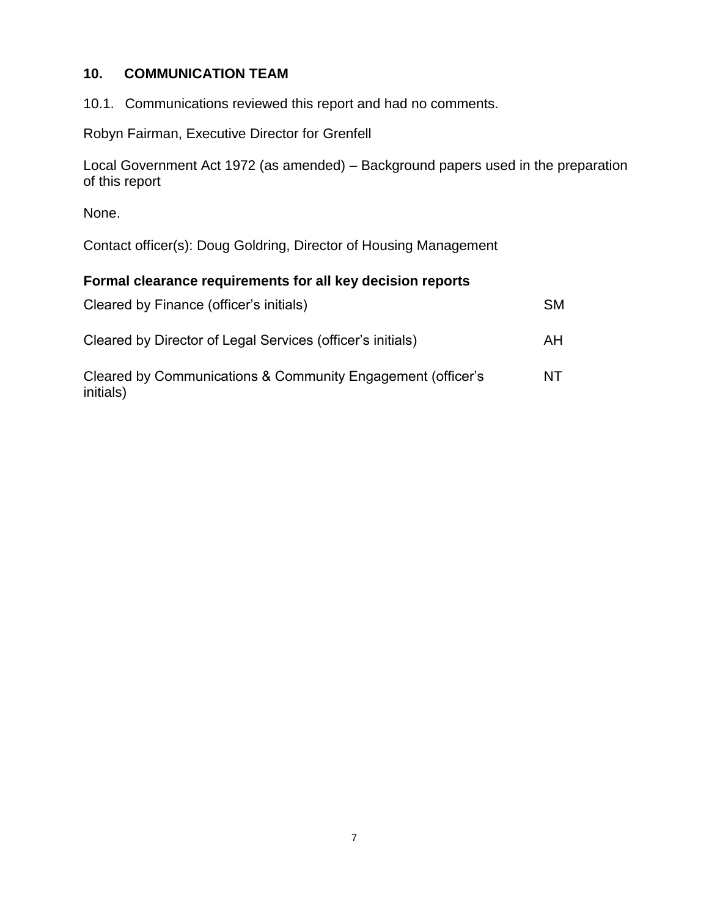## 10. COMMUNICATION TEAM

10.1. Communications reviewed this report and had no comments.

Robyn Fairman, Executive Director for Grenfell

Local Government Act 1972 (as amended) – Background papers used in the preparation of this report

None.

Contact officer(s): Doug Goldring, Director of Housing Management

**Formal clearance requirements for all key decision reports**

| | |
|---|---|
| Cleared by Finance (officer's initials) | SM |
| Cleared by Director of Legal Services (officer's initials) | AH |
| Cleared by Communications & Community Engagement (officer's initials) | NT |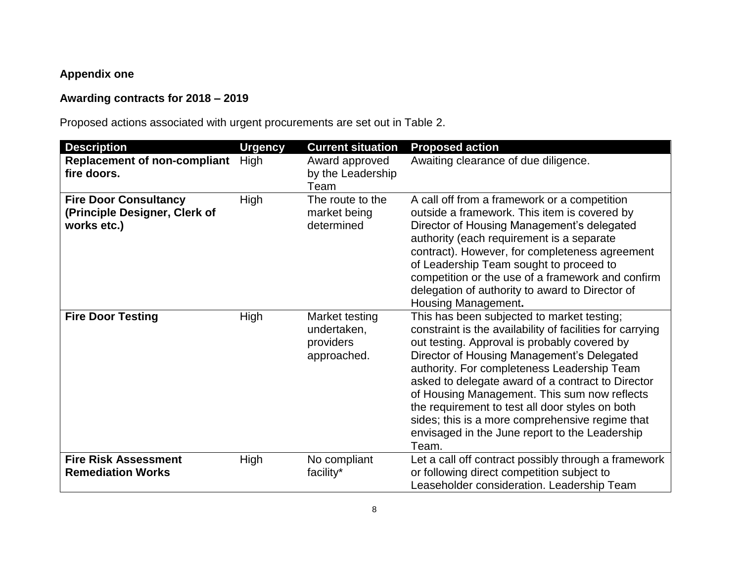**Appendix one**

**Awarding contracts for 2018 – 2019**

Proposed actions associated with urgent procurements are set out in Table 2.

| Description | Urgency | Current situation | Proposed action |
|---|---|---|---|
| **Replacement of non-compliant fire doors.** | High | Award approved by the Leadership Team | Awaiting clearance of due diligence. |
| **Fire Door Consultancy (Principle Designer, Clerk of works etc.)** | High | The route to the market being determined | A call off from a framework or a competition outside a framework. This item is covered by Director of Housing Management's delegated authority (each requirement is a separate contract). However, for completeness agreement of Leadership Team sought to proceed to competition or the use of a framework and confirm delegation of authority to award to Director of Housing Management**.** |
| **Fire Door Testing** | High | Market testing undertaken, providers approached. | This has been subjected to market testing; constraint is the availability of facilities for carrying out testing. Approval is probably covered by Director of Housing Management's Delegated authority. For completeness Leadership Team asked to delegate award of a contract to Director of Housing Management. This sum now reflects the requirement to test all door styles on both sides; this is a more comprehensive regime that envisaged in the June report to the Leadership Team. |
| **Fire Risk Assessment Remediation Works** | High | No compliant facility* | Let a call off contract possibly through a framework or following direct competition subject to Leaseholder consideration. Leadership Team |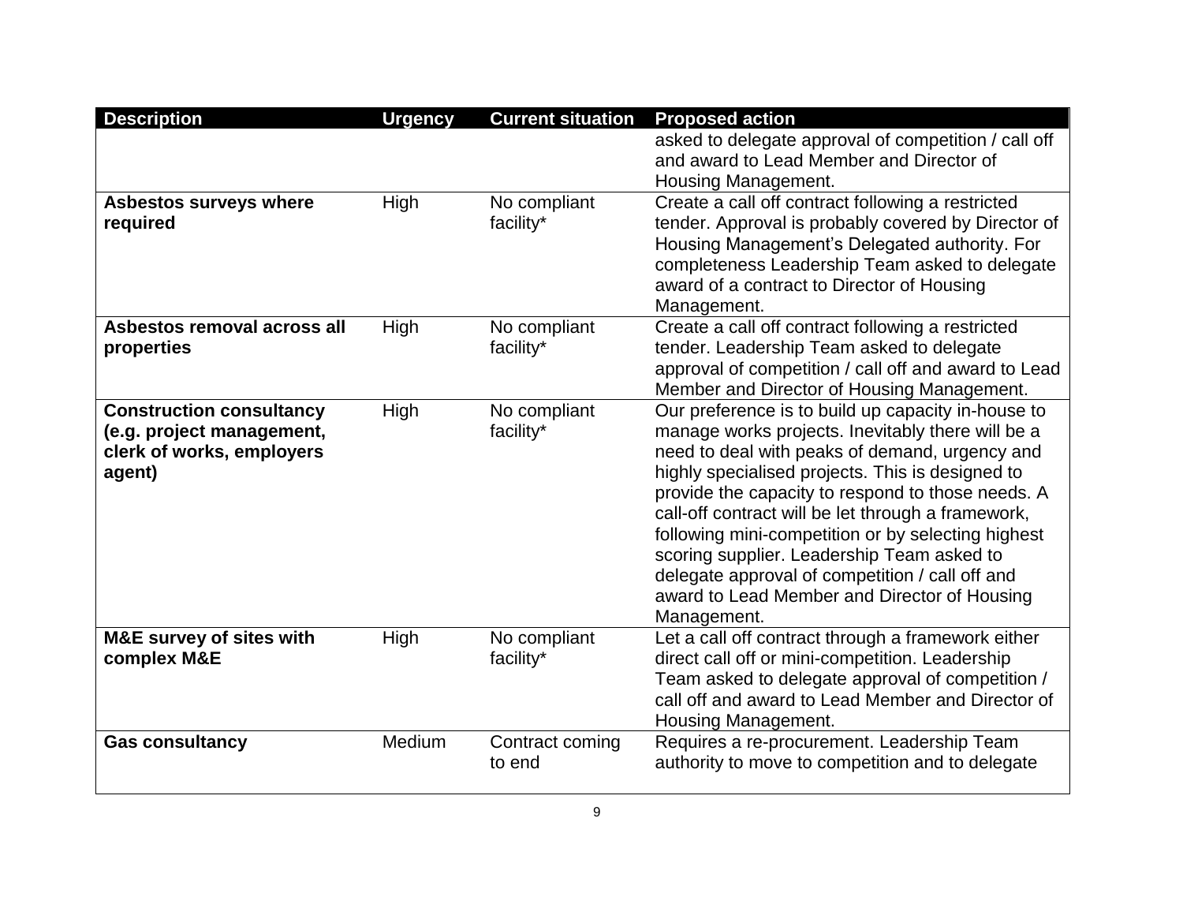| Description | Urgency | Current situation | Proposed action |
|---|---|---|---|
| | | | asked to delegate approval of competition / call off and award to Lead Member and Director of Housing Management. |
| **Asbestos surveys where required** | High | No compliant facility* | Create a call off contract following a restricted tender. Approval is probably covered by Director of Housing Management's Delegated authority. For completeness Leadership Team asked to delegate award of a contract to Director of Housing Management. |
| **Asbestos removal across all properties** | High | No compliant facility* | Create a call off contract following a restricted tender. Leadership Team asked to delegate approval of competition / call off and award to Lead Member and Director of Housing Management. |
| **Construction consultancy (e.g. project management, clerk of works, employers agent)** | High | No compliant facility* | Our preference is to build up capacity in-house to manage works projects. Inevitably there will be a need to deal with peaks of demand, urgency and highly specialised projects. This is designed to provide the capacity to respond to those needs. A call-off contract will be let through a framework, following mini-competition or by selecting highest scoring supplier. Leadership Team asked to delegate approval of competition / call off and award to Lead Member and Director of Housing Management. |
| **M&E survey of sites with complex M&E** | High | No compliant facility* | Let a call off contract through a framework either direct call off or mini-competition. Leadership Team asked to delegate approval of competition / call off and award to Lead Member and Director of Housing Management. |
| **Gas consultancy** | Medium | Contract coming to end | Requires a re-procurement. Leadership Team authority to move to competition and to delegate |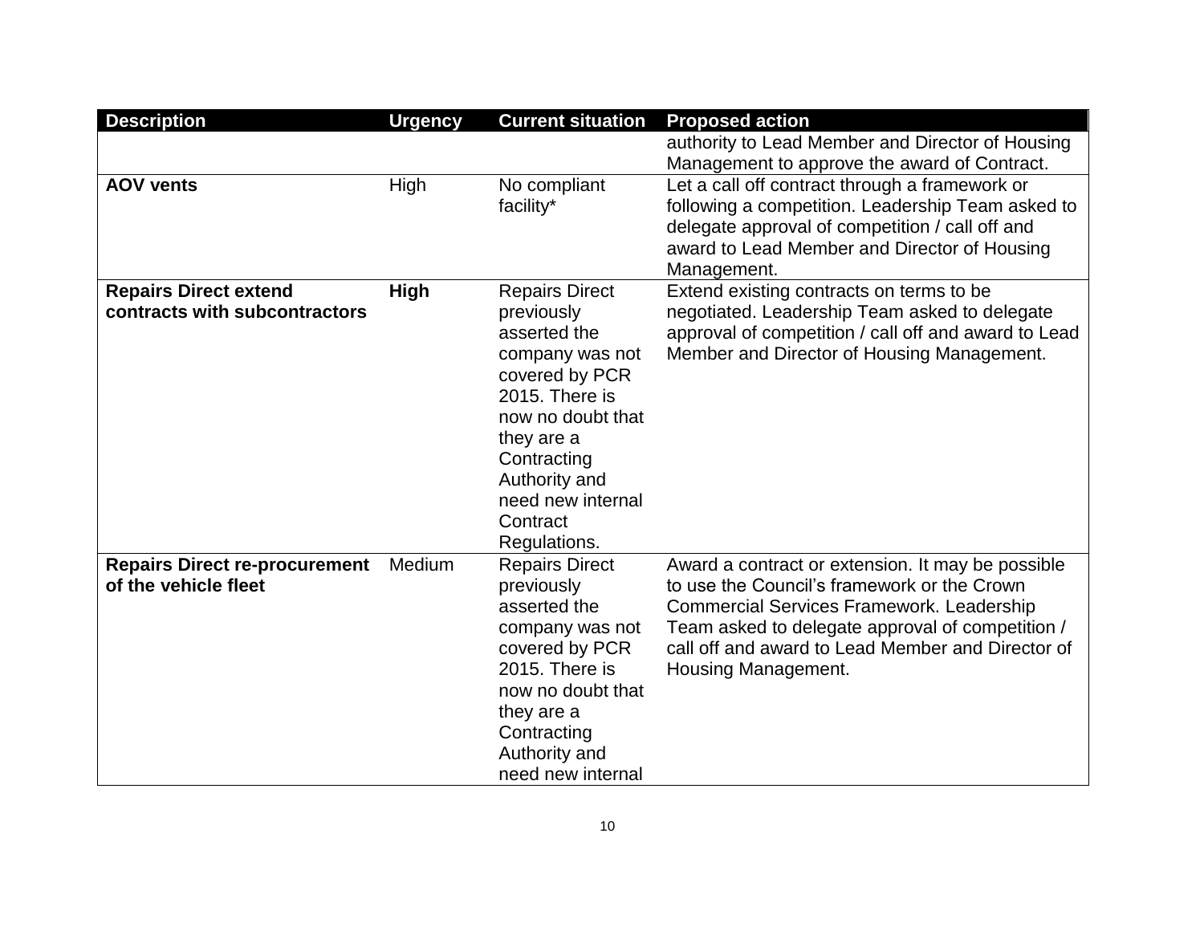| Description | Urgency | Current situation | Proposed action |
|---|---|---|---|
| | | | authority to Lead Member and Director of Housing Management to approve the award of Contract. |
| **AOV vents** | High | No compliant facility* | Let a call off contract through a framework or following a competition. Leadership Team asked to delegate approval of competition / call off and award to Lead Member and Director of Housing Management. |
| **Repairs Direct extend contracts with subcontractors** | **High** | Repairs Direct previously asserted the company was not covered by PCR 2015. There is now no doubt that they are a Contracting Authority and need new internal Contract Regulations. | Extend existing contracts on terms to be negotiated. Leadership Team asked to delegate approval of competition / call off and award to Lead Member and Director of Housing Management. |
| **Repairs Direct re-procurement of the vehicle fleet** | Medium | Repairs Direct previously asserted the company was not covered by PCR 2015. There is now no doubt that they are a Contracting Authority and need new internal | Award a contract or extension. It may be possible to use the Council's framework or the Crown Commercial Services Framework. Leadership Team asked to delegate approval of competition / call off and award to Lead Member and Director of Housing Management. |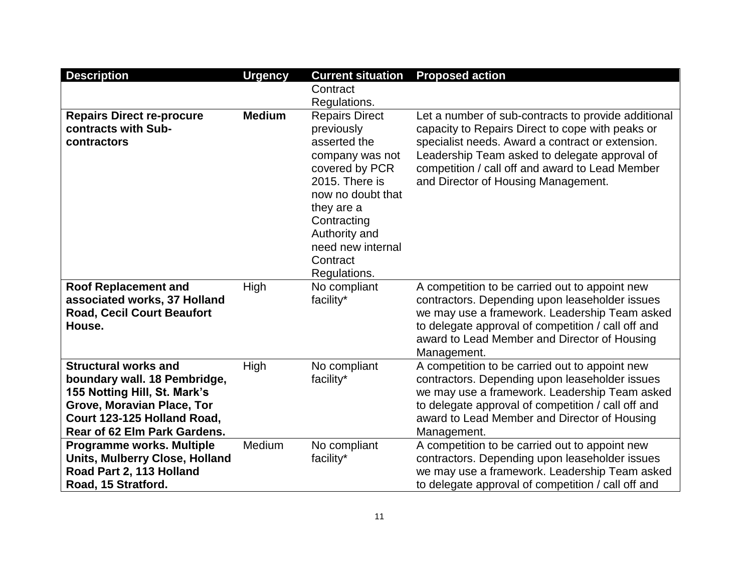| Description | Urgency | Current situation | Proposed action |
| --- | --- | --- | --- |
| | | Contract Regulations. | |
| **Repairs Direct re-procure contracts with Sub-contractors** | **Medium** | Repairs Direct previously asserted the company was not covered by PCR 2015. There is now no doubt that they are a Contracting Authority and need new internal Contract Regulations. | Let a number of sub-contracts to provide additional capacity to Repairs Direct to cope with peaks or specialist needs. Award a contract or extension. Leadership Team asked to delegate approval of competition / call off and award to Lead Member and Director of Housing Management. |
| **Roof Replacement and associated works, 37 Holland Road, Cecil Court Beaufort House.** | High | No compliant facility* | A competition to be carried out to appoint new contractors. Depending upon leaseholder issues we may use a framework. Leadership Team asked to delegate approval of competition / call off and award to Lead Member and Director of Housing Management. |
| **Structural works and boundary wall. 18 Pembridge, 155 Notting Hill, St. Mark's Grove, Moravian Place, Tor Court 123-125 Holland Road, Rear of 62 Elm Park Gardens.** | High | No compliant facility* | A competition to be carried out to appoint new contractors. Depending upon leaseholder issues we may use a framework. Leadership Team asked to delegate approval of competition / call off and award to Lead Member and Director of Housing Management. |
| **Programme works. Multiple Units, Mulberry Close, Holland Road Part 2, 113 Holland Road, 15 Stratford.** | Medium | No compliant facility* | A competition to be carried out to appoint new contractors. Depending upon leaseholder issues we may use a framework. Leadership Team asked to delegate approval of competition / call off and |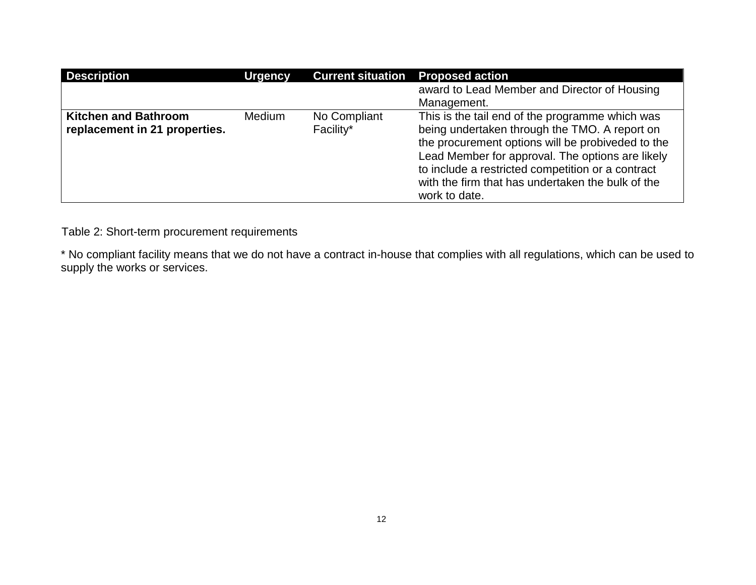| Description | Urgency | Current situation | Proposed action |
| --- | --- | --- | --- |
| | | | award to Lead Member and Director of Housing Management. |
| **Kitchen and Bathroom replacement in 21 properties.** | Medium | No Compliant Facility* | This is the tail end of the programme which was being undertaken through the TMO. A report on the procurement options will be probiveded to the Lead Member for approval. The options are likely to include a restricted competition or a contract with the firm that has undertaken the bulk of the work to date. |

Table 2: Short-term procurement requirements

* No compliant facility means that we do not have a contract in-house that complies with all regulations, which can be used to supply the works or services.